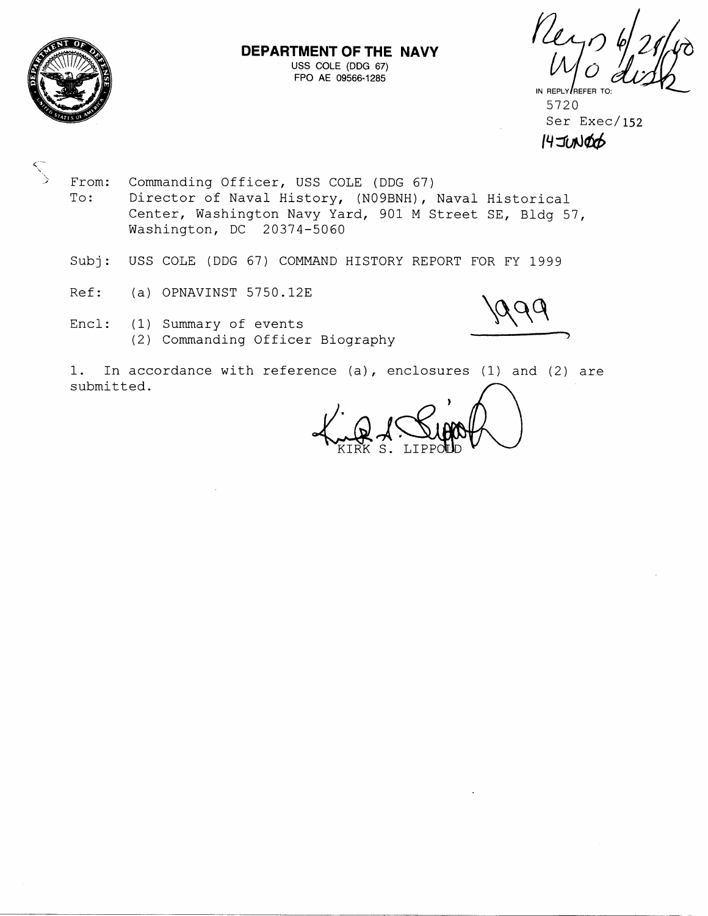**DEPARTMENT OF THE NAVY**
USS COLE (DDG 67)
FPO AE 09566-1285

Recd 6/29/00
W/O disk

IN REPLY REFER TO:
5720
Ser Exec/152
14JUN00

From: Commanding Officer, USS COLE (DDG 67)
To: Director of Naval History, (N09BNH), Naval Historical Center, Washington Navy Yard, 901 M Street SE, Bldg 57, Washington, DC 20374-5060

Subj: USS COLE (DDG 67) COMMAND HISTORY REPORT FOR FY 1999

Ref: (a) OPNAVINST 5750.12E

Encl: (1) Summary of events
(2) Commanding Officer Biography

1999

1. In accordance with reference (a), enclosures (1) and (2) are submitted.

KIRK S. LIPPOLD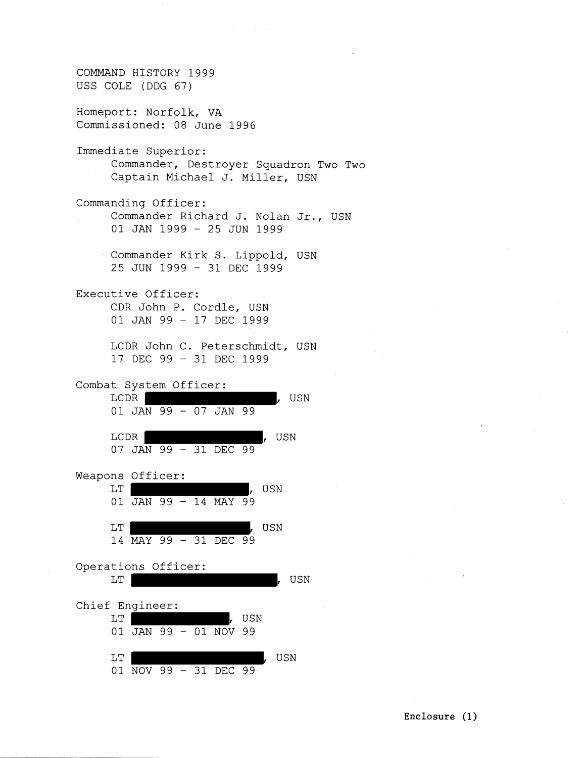COMMAND HISTORY 1999
USS COLE (DDG 67)

Homeport: Norfolk, VA
Commissioned: 08 June 1996

Immediate Superior:
Commander, Destroyer Squadron Two Two
Captain Michael J. Miller, USN

Commanding Officer:
Commander Richard J. Nolan Jr., USN
01 JAN 1999 - 25 JUN 1999

Commander Kirk S. Lippold, USN
25 JUN 1999 - 31 DEC 1999

Executive Officer:
CDR John P. Cordle, USN
01 JAN 99 - 17 DEC 1999

LCDR John C. Peterschmidt, USN
17 DEC 99 - 31 DEC 1999

Combat System Officer:
LCDR [REDACTED], USN
01 JAN 99 - 07 JAN 99

LCDR [REDACTED], USN
07 JAN 99 - 31 DEC 99

Weapons Officer:
LT [REDACTED], USN
01 JAN 99 - 14 MAY 99

LT [REDACTED], USN
14 MAY 99 - 31 DEC 99

Operations Officer:
LT [REDACTED], USN

Chief Engineer:
LT [REDACTED], USN
01 JAN 99 - 01 NOV 99

LT [REDACTED], USN
01 NOV 99 - 31 DEC 99

**Enclosure (1)**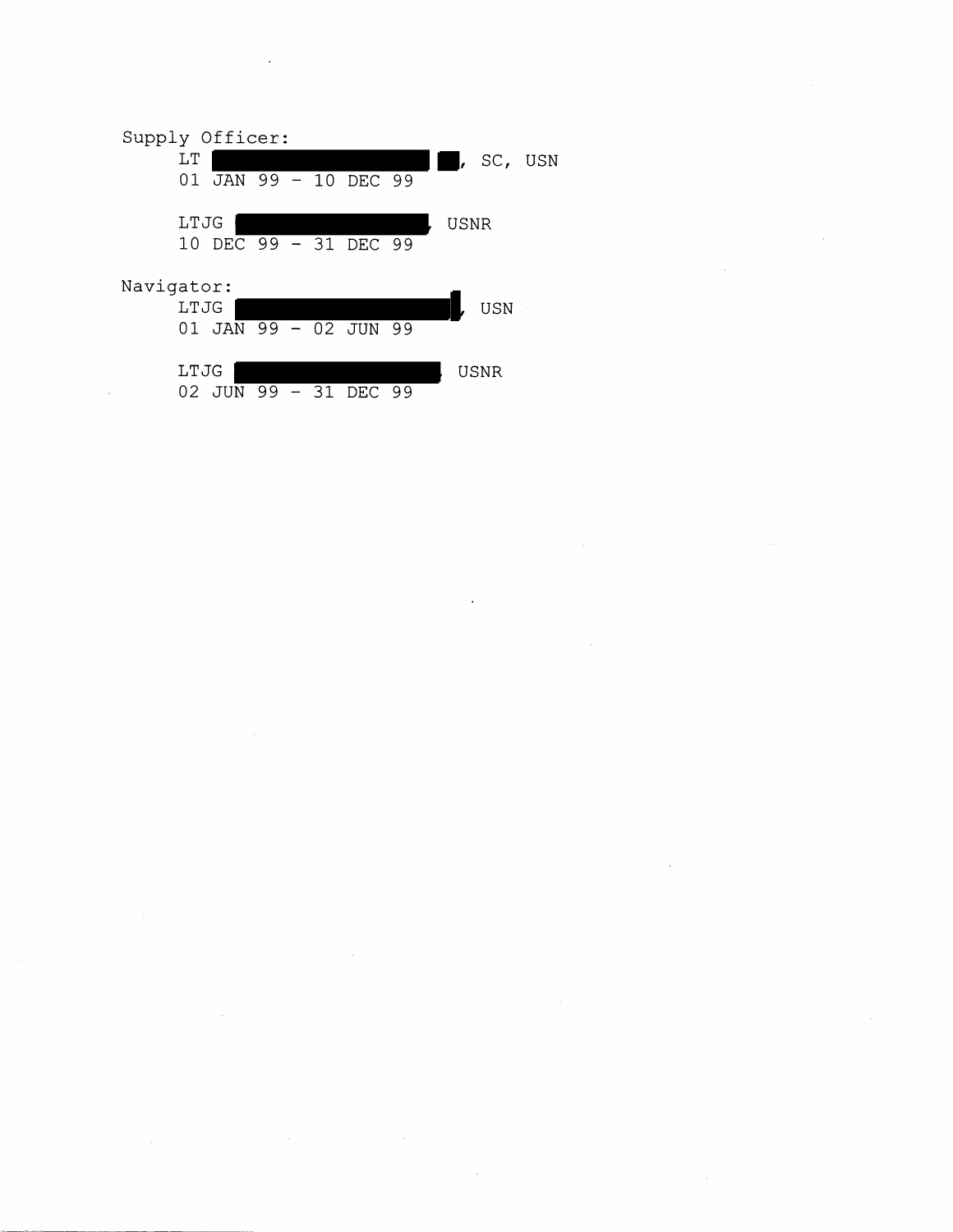Supply Officer:

LT [REDACTED], SC, USN
01 JAN 99 - 10 DEC 99

LTJG [REDACTED], USNR
10 DEC 99 - 31 DEC 99

Navigator:

LTJG [REDACTED], USN
01 JAN 99 - 02 JUN 99

LTJG [REDACTED], USNR
02 JUN 99 - 31 DEC 99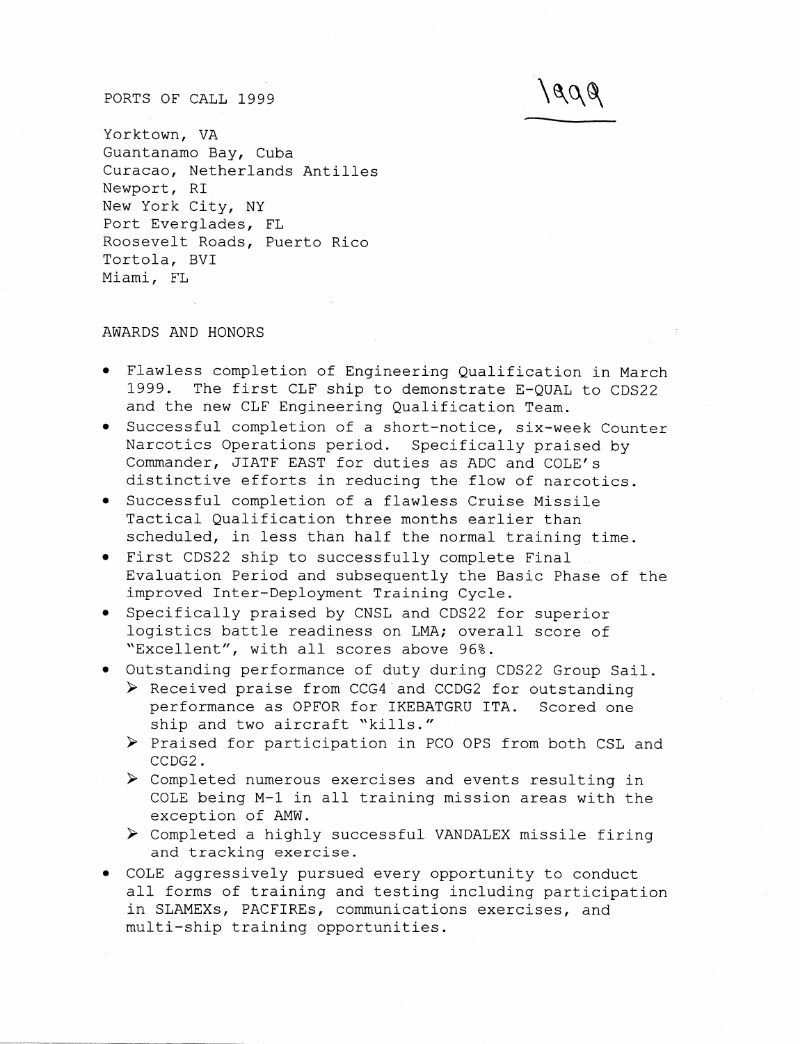1999

## PORTS OF CALL 1999

Yorktown, VA
Guantanamo Bay, Cuba
Curacao, Netherlands Antilles
Newport, RI
New York City, NY
Port Everglades, FL
Roosevelt Roads, Puerto Rico
Tortola, BVI
Miami, FL

## AWARDS AND HONORS

- Flawless completion of Engineering Qualification in March 1999. The first CLF ship to demonstrate E-QUAL to CDS22 and the new CLF Engineering Qualification Team.
- Successful completion of a short-notice, six-week Counter Narcotics Operations period. Specifically praised by Commander, JIATF EAST for duties as ADC and COLE's distinctive efforts in reducing the flow of narcotics.
- Successful completion of a flawless Cruise Missile Tactical Qualification three months earlier than scheduled, in less than half the normal training time.
- First CDS22 ship to successfully complete Final Evaluation Period and subsequently the Basic Phase of the improved Inter-Deployment Training Cycle.
- Specifically praised by CNSL and CDS22 for superior logistics battle readiness on LMA; overall score of "Excellent", with all scores above 96%.
- Outstanding performance of duty during CDS22 Group Sail.
  - Received praise from CCG4 and CCDG2 for outstanding performance as OPFOR for IKEBATGRU ITA. Scored one ship and two aircraft "kills."
  - Praised for participation in PCO OPS from both CSL and CCDG2.
  - Completed numerous exercises and events resulting in COLE being M-1 in all training mission areas with the exception of AMW.
  - Completed a highly successful VANDALEX missile firing and tracking exercise.
- COLE aggressively pursued every opportunity to conduct all forms of training and testing including participation in SLAMEXs, PACFIREs, communications exercises, and multi-ship training opportunities.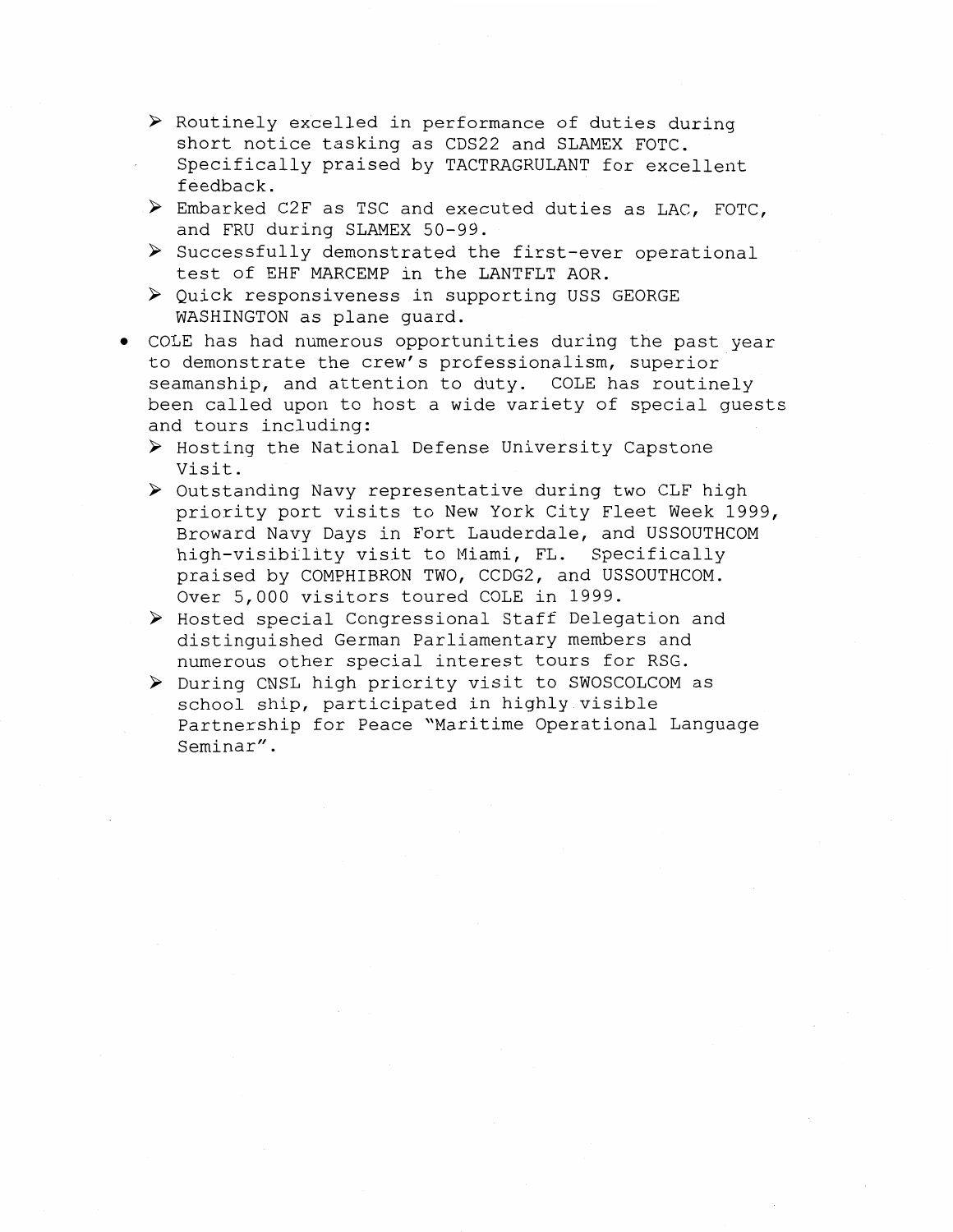- Routinely excelled in performance of duties during short notice tasking as CDS22 and SLAMEX FOTC. Specifically praised by TACTRAGRULANT for excellent feedback.
  - Embarked C2F as TSC and executed duties as LAC, FOTC, and FRU during SLAMEX 50-99.
  - Successfully demonstrated the first-ever operational test of EHF MARCEMP in the LANTFLT AOR.
  - Quick responsiveness in supporting USS GEORGE WASHINGTON as plane guard.

- COLE has had numerous opportunities during the past year to demonstrate the crew's professionalism, superior seamanship, and attention to duty. COLE has routinely been called upon to host a wide variety of special guests and tours including:
  - Hosting the National Defense University Capstone Visit.
  - Outstanding Navy representative during two CLF high priority port visits to New York City Fleet Week 1999, Broward Navy Days in Fort Lauderdale, and USSOUTHCOM high-visibility visit to Miami, FL. Specifically praised by COMPHIBRON TWO, CCDG2, and USSOUTHCOM. Over 5,000 visitors toured COLE in 1999.
  - Hosted special Congressional Staff Delegation and distinguished German Parliamentary members and numerous other special interest tours for RSG.
  - During CNSL high priority visit to SWOSCOLCOM as school ship, participated in highly visible Partnership for Peace "Maritime Operational Language Seminar".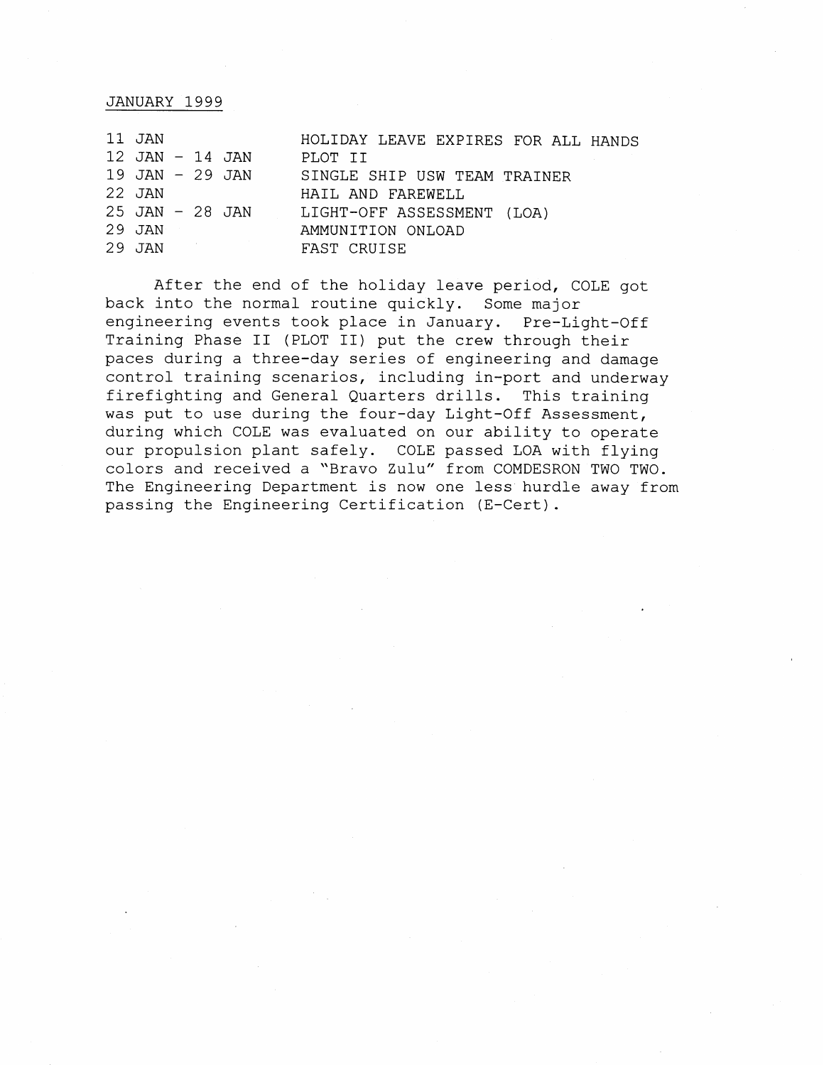JANUARY 1999

| | |
|---|---|
| 11 JAN | HOLIDAY LEAVE EXPIRES FOR ALL HANDS |
| 12 JAN - 14 JAN | PLOT II |
| 19 JAN - 29 JAN | SINGLE SHIP USW TEAM TRAINER |
| 22 JAN | HAIL AND FAREWELL |
| 25 JAN - 28 JAN | LIGHT-OFF ASSESSMENT (LOA) |
| 29 JAN | AMMUNITION ONLOAD |
| 29 JAN | FAST CRUISE |

After the end of the holiday leave period, COLE got back into the normal routine quickly. Some major engineering events took place in January. Pre-Light-Off Training Phase II (PLOT II) put the crew through their paces during a three-day series of engineering and damage control training scenarios, including in-port and underway firefighting and General Quarters drills. This training was put to use during the four-day Light-Off Assessment, during which COLE was evaluated on our ability to operate our propulsion plant safely. COLE passed LOA with flying colors and received a "Bravo Zulu" from COMDESRON TWO TWO. The Engineering Department is now one less hurdle away from passing the Engineering Certification (E-Cert).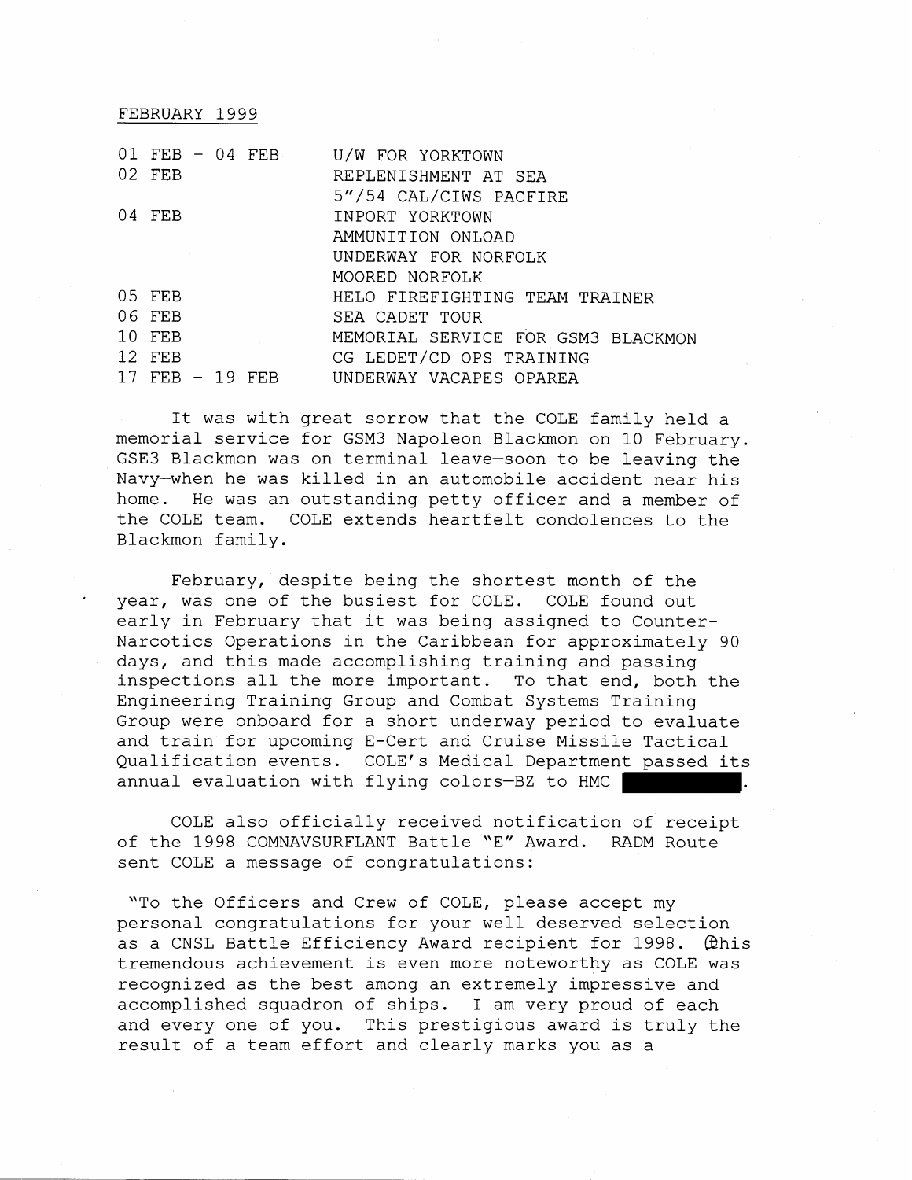FEBRUARY 1999

| | |
|---|---|
| 01 FEB - 04 FEB | U/W FOR YORKTOWN |
| 02 FEB | REPLENISHMENT AT SEA |
| | 5"/54 CAL/CIWS PACFIRE |
| 04 FEB | INPORT YORKTOWN |
| | AMMUNITION ONLOAD |
| | UNDERWAY FOR NORFOLK |
| | MOORED NORFOLK |
| 05 FEB | HELO FIREFIGHTING TEAM TRAINER |
| 06 FEB | SEA CADET TOUR |
| 10 FEB | MEMORIAL SERVICE FOR GSM3 BLACKMON |
| 12 FEB | CG LEDET/CD OPS TRAINING |
| 17 FEB - 19 FEB | UNDERWAY VACAPES OPAREA |

It was with great sorrow that the COLE family held a memorial service for GSM3 Napoleon Blackmon on 10 February. GSE3 Blackmon was on terminal leave—soon to be leaving the Navy—when he was killed in an automobile accident near his home. He was an outstanding petty officer and a member of the COLE team. COLE extends heartfelt condolences to the Blackmon family.

February, despite being the shortest month of the year, was one of the busiest for COLE. COLE found out early in February that it was being assigned to Counter-Narcotics Operations in the Caribbean for approximately 90 days, and this made accomplishing training and passing inspections all the more important. To that end, both the Engineering Training Group and Combat Systems Training Group were onboard for a short underway period to evaluate and train for upcoming E-Cert and Cruise Missile Tactical Qualification events. COLE's Medical Department passed its annual evaluation with flying colors—BZ to HMC [REDACTED].

COLE also officially received notification of receipt of the 1998 COMNAVSURFLANT Battle "E" Award. RADM Route sent COLE a message of congratulations:

"To the Officers and Crew of COLE, please accept my personal congratulations for your well deserved selection as a CNSL Battle Efficiency Award recipient for 1998. This tremendous achievement is even more noteworthy as COLE was recognized as the best among an extremely impressive and accomplished squadron of ships. I am very proud of each and every one of you. This prestigious award is truly the result of a team effort and clearly marks you as a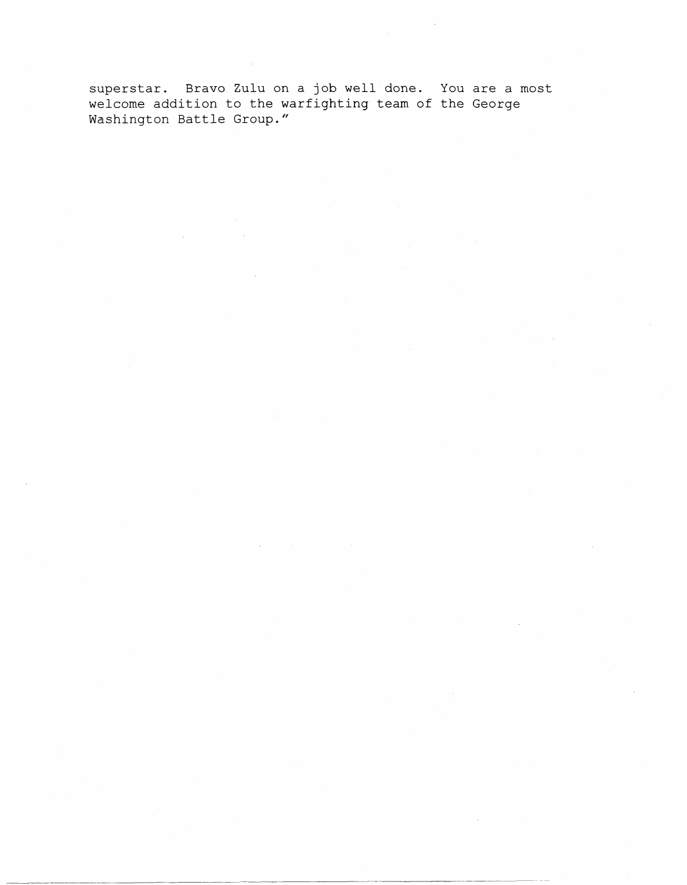superstar. Bravo Zulu on a job well done. You are a most welcome addition to the warfighting team of the George Washington Battle Group."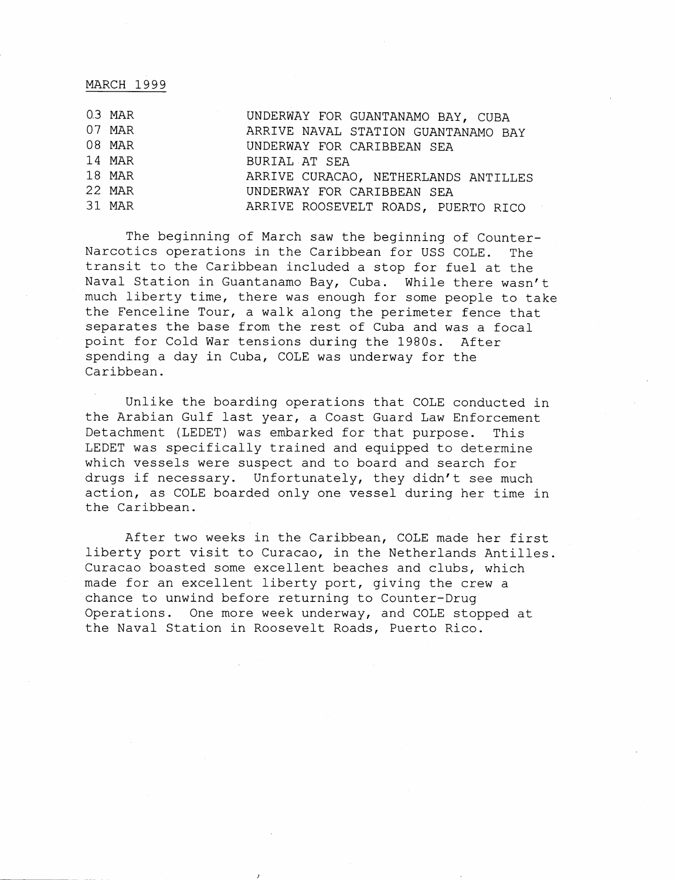## MARCH 1999

| | |
|---|---|
| 03 MAR | UNDERWAY FOR GUANTANAMO BAY, CUBA |
| 07 MAR | ARRIVE NAVAL STATION GUANTANAMO BAY |
| 08 MAR | UNDERWAY FOR CARIBBEAN SEA |
| 14 MAR | BURIAL AT SEA |
| 18 MAR | ARRIVE CURACAO, NETHERLANDS ANTILLES |
| 22 MAR | UNDERWAY FOR CARIBBEAN SEA |
| 31 MAR | ARRIVE ROOSEVELT ROADS, PUERTO RICO |

The beginning of March saw the beginning of Counter-Narcotics operations in the Caribbean for USS COLE. The transit to the Caribbean included a stop for fuel at the Naval Station in Guantanamo Bay, Cuba. While there wasn't much liberty time, there was enough for some people to take the Fenceline Tour, a walk along the perimeter fence that separates the base from the rest of Cuba and was a focal point for Cold War tensions during the 1980s. After spending a day in Cuba, COLE was underway for the Caribbean.

Unlike the boarding operations that COLE conducted in the Arabian Gulf last year, a Coast Guard Law Enforcement Detachment (LEDET) was embarked for that purpose. This LEDET was specifically trained and equipped to determine which vessels were suspect and to board and search for drugs if necessary. Unfortunately, they didn't see much action, as COLE boarded only one vessel during her time in the Caribbean.

After two weeks in the Caribbean, COLE made her first liberty port visit to Curacao, in the Netherlands Antilles. Curacao boasted some excellent beaches and clubs, which made for an excellent liberty port, giving the crew a chance to unwind before returning to Counter-Drug Operations. One more week underway, and COLE stopped at the Naval Station in Roosevelt Roads, Puerto Rico.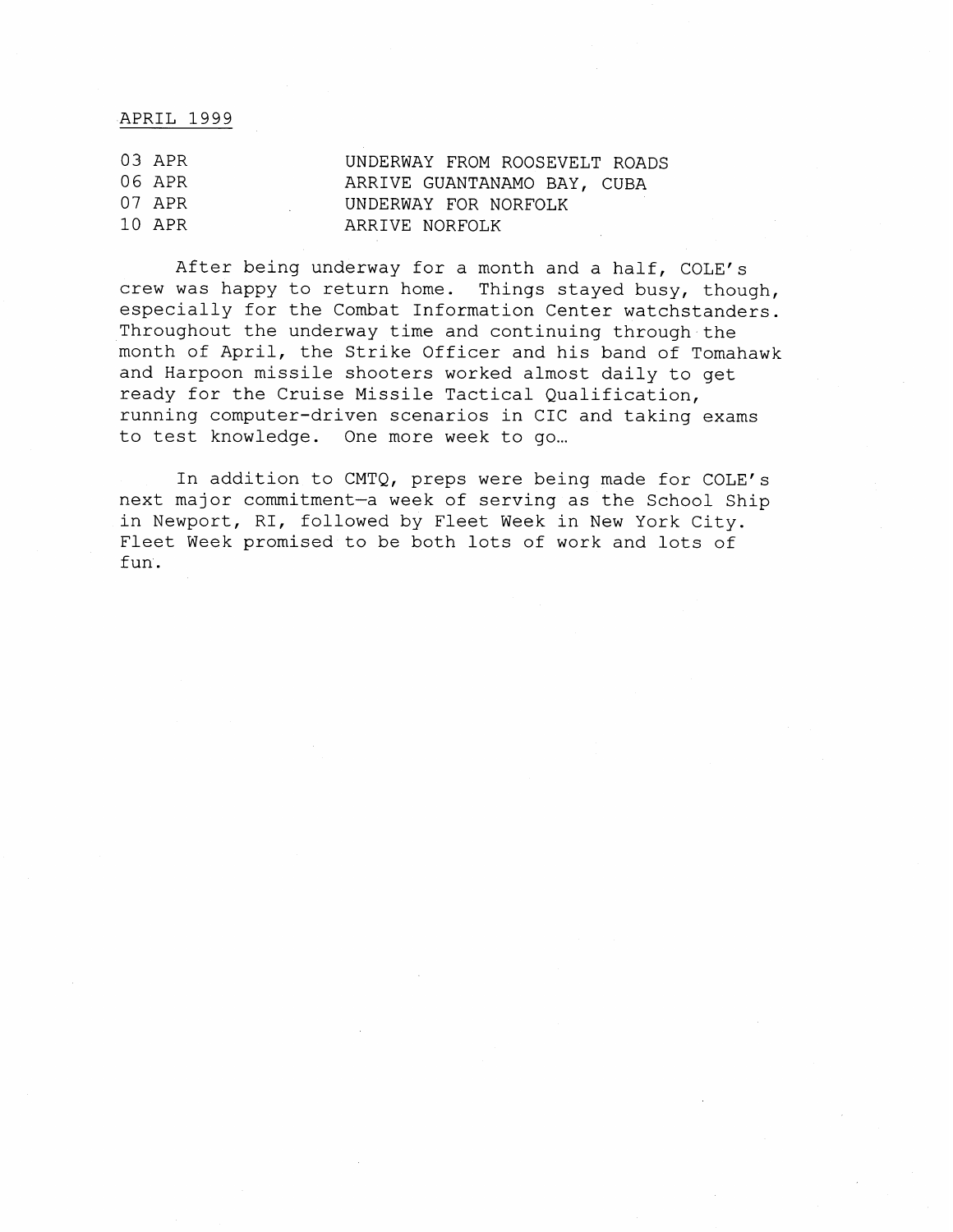## APRIL 1999

| | |
|---|---|
| 03 APR | UNDERWAY FROM ROOSEVELT ROADS |
| 06 APR | ARRIVE GUANTANAMO BAY, CUBA |
| 07 APR | UNDERWAY FOR NORFOLK |
| 10 APR | ARRIVE NORFOLK |

After being underway for a month and a half, COLE's crew was happy to return home. Things stayed busy, though, especially for the Combat Information Center watchstanders. Throughout the underway time and continuing through the month of April, the Strike Officer and his band of Tomahawk and Harpoon missile shooters worked almost daily to get ready for the Cruise Missile Tactical Qualification, running computer-driven scenarios in CIC and taking exams to test knowledge. One more week to go…

In addition to CMTQ, preps were being made for COLE's next major commitment—a week of serving as the School Ship in Newport, RI, followed by Fleet Week in New York City. Fleet Week promised to be both lots of work and lots of fun.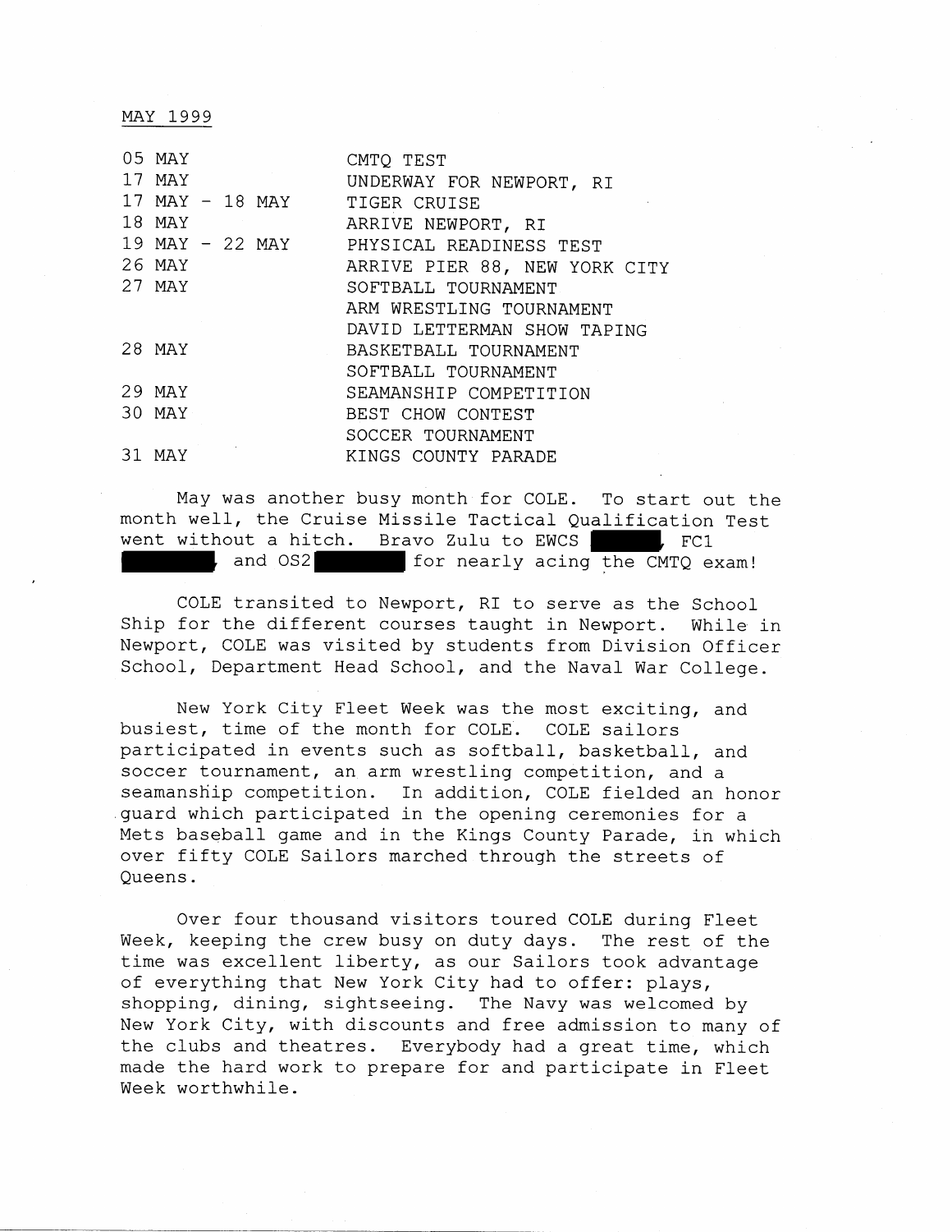MAY 1999

| | |
|---|---|
| 05 MAY | CMTQ TEST |
| 17 MAY | UNDERWAY FOR NEWPORT, RI |
| 17 MAY - 18 MAY | TIGER CRUISE |
| 18 MAY | ARRIVE NEWPORT, RI |
| 19 MAY - 22 MAY | PHYSICAL READINESS TEST |
| 26 MAY | ARRIVE PIER 88, NEW YORK CITY |
| 27 MAY | SOFTBALL TOURNAMENT |
| | ARM WRESTLING TOURNAMENT |
| | DAVID LETTERMAN SHOW TAPING |
| 28 MAY | BASKETBALL TOURNAMENT |
| | SOFTBALL TOURNAMENT |
| 29 MAY | SEAMANSHIP COMPETITION |
| 30 MAY | BEST CHOW CONTEST |
| | SOCCER TOURNAMENT |
| 31 MAY | KINGS COUNTY PARADE |

May was another busy month for COLE. To start out the month well, the Cruise Missile Tactical Qualification Test went without a hitch. Bravo Zulu to EWCS [REDACTED], FC1 [REDACTED], and OS2 [REDACTED] for nearly acing the CMTQ exam!

COLE transited to Newport, RI to serve as the School Ship for the different courses taught in Newport. While in Newport, COLE was visited by students from Division Officer School, Department Head School, and the Naval War College.

New York City Fleet Week was the most exciting, and busiest, time of the month for COLE. COLE sailors participated in events such as softball, basketball, and soccer tournament, an arm wrestling competition, and a seamanship competition. In addition, COLE fielded an honor guard which participated in the opening ceremonies for a Mets baseball game and in the Kings County Parade, in which over fifty COLE Sailors marched through the streets of Queens.

Over four thousand visitors toured COLE during Fleet Week, keeping the crew busy on duty days. The rest of the time was excellent liberty, as our Sailors took advantage of everything that New York City had to offer: plays, shopping, dining, sightseeing. The Navy was welcomed by New York City, with discounts and free admission to many of the clubs and theatres. Everybody had a great time, which made the hard work to prepare for and participate in Fleet Week worthwhile.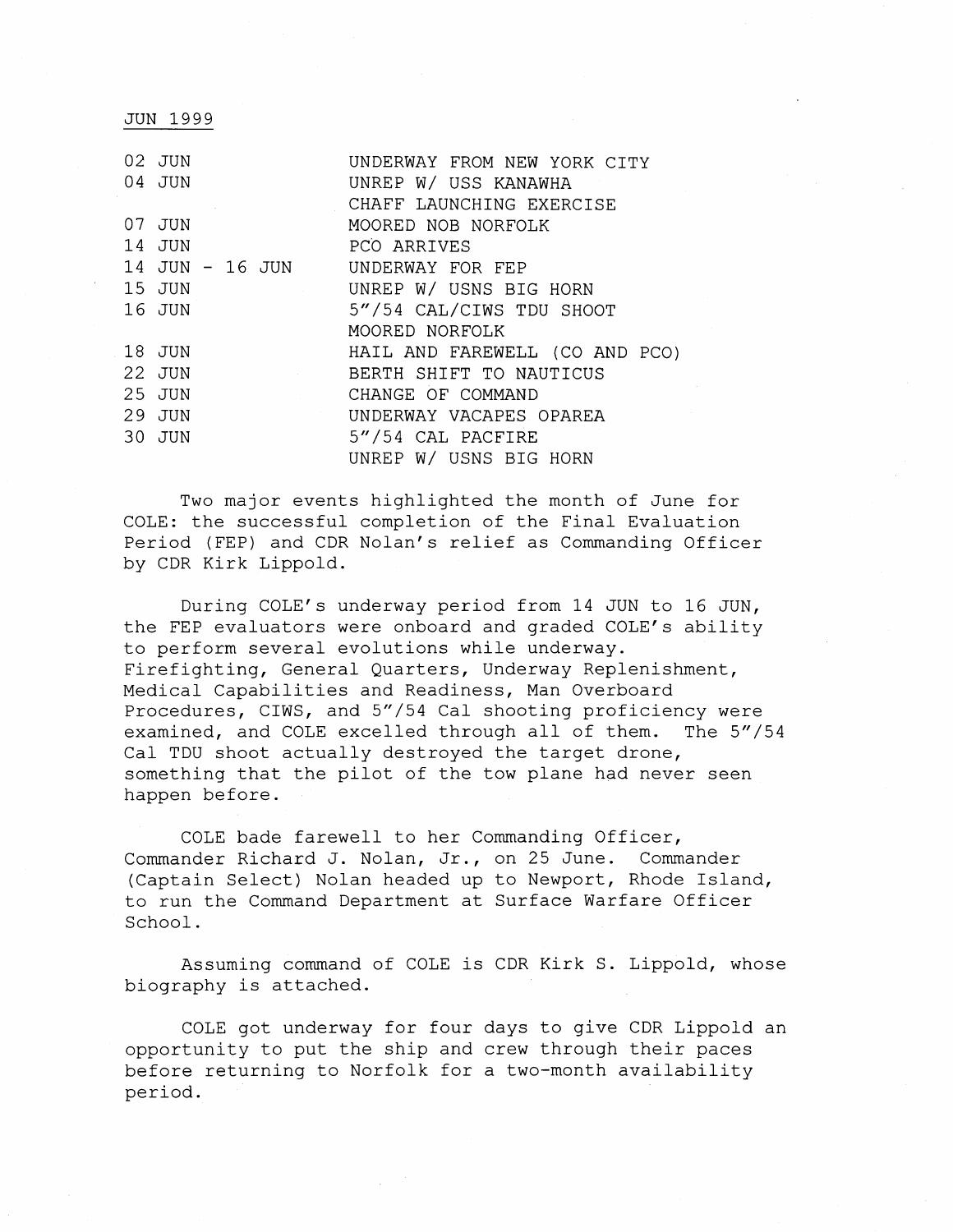JUN 1999

| | |
|---|---|
| 02 JUN | UNDERWAY FROM NEW YORK CITY |
| 04 JUN | UNREP W/ USS KANAWHA |
| | CHAFF LAUNCHING EXERCISE |
| 07 JUN | MOORED NOB NORFOLK |
| 14 JUN | PCO ARRIVES |
| 14 JUN - 16 JUN | UNDERWAY FOR FEP |
| 15 JUN | UNREP W/ USNS BIG HORN |
| 16 JUN | 5"/54 CAL/CIWS TDU SHOOT |
| | MOORED NORFOLK |
| 18 JUN | HAIL AND FAREWELL (CO AND PCO) |
| 22 JUN | BERTH SHIFT TO NAUTICUS |
| 25 JUN | CHANGE OF COMMAND |
| 29 JUN | UNDERWAY VACAPES OPAREA |
| 30 JUN | 5"/54 CAL PACFIRE |
| | UNREP W/ USNS BIG HORN |

Two major events highlighted the month of June for COLE: the successful completion of the Final Evaluation Period (FEP) and CDR Nolan's relief as Commanding Officer by CDR Kirk Lippold.

During COLE's underway period from 14 JUN to 16 JUN, the FEP evaluators were onboard and graded COLE's ability to perform several evolutions while underway. Firefighting, General Quarters, Underway Replenishment, Medical Capabilities and Readiness, Man Overboard Procedures, CIWS, and 5"/54 Cal shooting proficiency were examined, and COLE excelled through all of them. The 5"/54 Cal TDU shoot actually destroyed the target drone, something that the pilot of the tow plane had never seen happen before.

COLE bade farewell to her Commanding Officer, Commander Richard J. Nolan, Jr., on 25 June. Commander (Captain Select) Nolan headed up to Newport, Rhode Island, to run the Command Department at Surface Warfare Officer School.

Assuming command of COLE is CDR Kirk S. Lippold, whose biography is attached.

COLE got underway for four days to give CDR Lippold an opportunity to put the ship and crew through their paces before returning to Norfolk for a two-month availability period.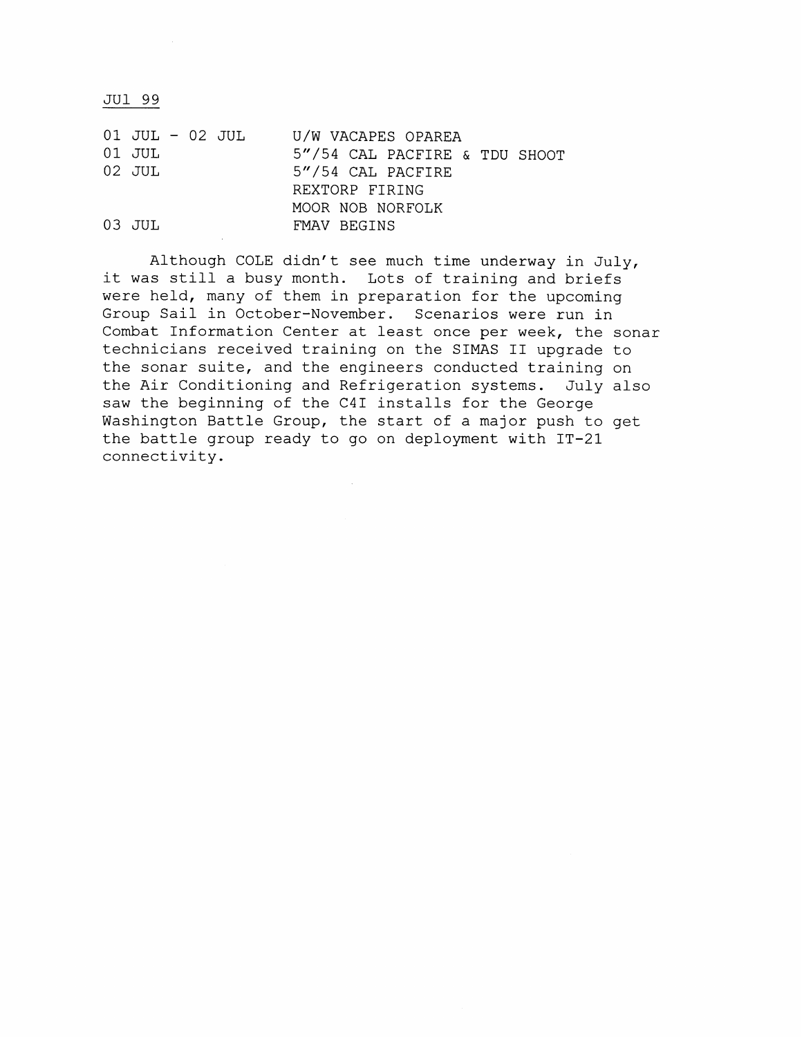JUl 99

| | |
|---|---|
| 01 JUL - 02 JUL | U/W VACAPES OPAREA |
| 01 JUL | 5"/54 CAL PACFIRE & TDU SHOOT |
| 02 JUL | 5"/54 CAL PACFIRE |
| | REXTORP FIRING |
| | MOOR NOB NORFOLK |
| 03 JUL | FMAV BEGINS |

Although COLE didn't see much time underway in July, it was still a busy month. Lots of training and briefs were held, many of them in preparation for the upcoming Group Sail in October-November. Scenarios were run in Combat Information Center at least once per week, the sonar technicians received training on the SIMAS II upgrade to the sonar suite, and the engineers conducted training on the Air Conditioning and Refrigeration systems. July also saw the beginning of the C4I installs for the George Washington Battle Group, the start of a major push to get the battle group ready to go on deployment with IT-21 connectivity.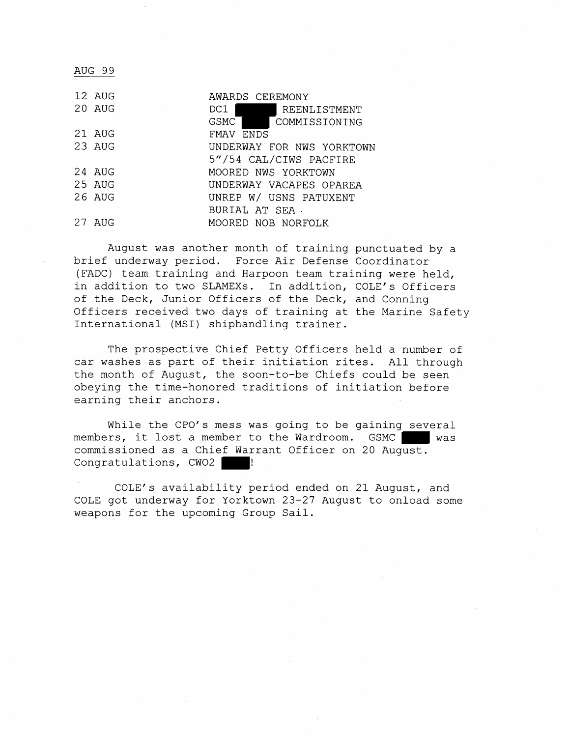AUG 99

| | |
|---|---|
| 12 AUG | AWARDS CEREMONY |
| 20 AUG | DC1 ███ REENLISTMENT |
| | GSMC ███ COMMISSIONING |
| 21 AUG | FMAV ENDS |
| 23 AUG | UNDERWAY FOR NWS YORKTOWN |
| | 5"/54 CAL/CIWS PACFIRE |
| 24 AUG | MOORED NWS YORKTOWN |
| 25 AUG | UNDERWAY VACAPES OPAREA |
| 26 AUG | UNREP W/ USNS PATUXENT |
| | BURIAL AT SEA |
| 27 AUG | MOORED NOB NORFOLK |

August was another month of training punctuated by a brief underway period. Force Air Defense Coordinator (FADC) team training and Harpoon team training were held, in addition to two SLAMEXs. In addition, COLE's Officers of the Deck, Junior Officers of the Deck, and Conning Officers received two days of training at the Marine Safety International (MSI) shiphandling trainer.

The prospective Chief Petty Officers held a number of car washes as part of their initiation rites. All through the month of August, the soon-to-be Chiefs could be seen obeying the time-honored traditions of initiation before earning their anchors.

While the CPO's mess was going to be gaining several members, it lost a member to the Wardroom. GSMC ███ was commissioned as a Chief Warrant Officer on 20 August. Congratulations, CWO2 ███!

COLE's availability period ended on 21 August, and COLE got underway for Yorktown 23-27 August to onload some weapons for the upcoming Group Sail.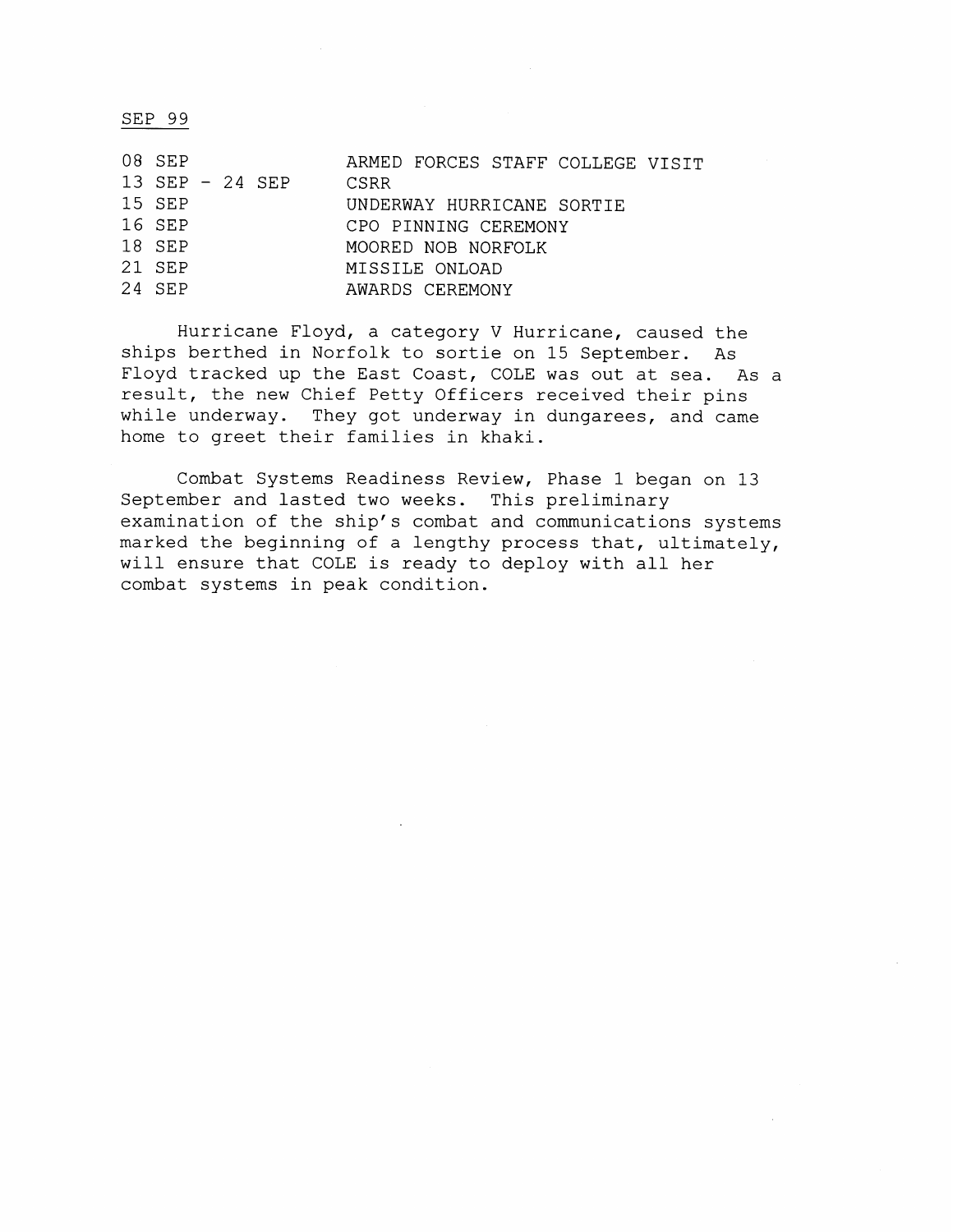<u>SEP 99</u>

| | |
|---|---|
| 08 SEP | ARMED FORCES STAFF COLLEGE VISIT |
| 13 SEP - 24 SEP | CSRR |
| 15 SEP | UNDERWAY HURRICANE SORTIE |
| 16 SEP | CPO PINNING CEREMONY |
| 18 SEP | MOORED NOB NORFOLK |
| 21 SEP | MISSILE ONLOAD |
| 24 SEP | AWARDS CEREMONY |

Hurricane Floyd, a category V Hurricane, caused the ships berthed in Norfolk to sortie on 15 September. As Floyd tracked up the East Coast, COLE was out at sea. As a result, the new Chief Petty Officers received their pins while underway. They got underway in dungarees, and came home to greet their families in khaki.

Combat Systems Readiness Review, Phase 1 began on 13 September and lasted two weeks. This preliminary examination of the ship's combat and communications systems marked the beginning of a lengthy process that, ultimately, will ensure that COLE is ready to deploy with all her combat systems in peak condition.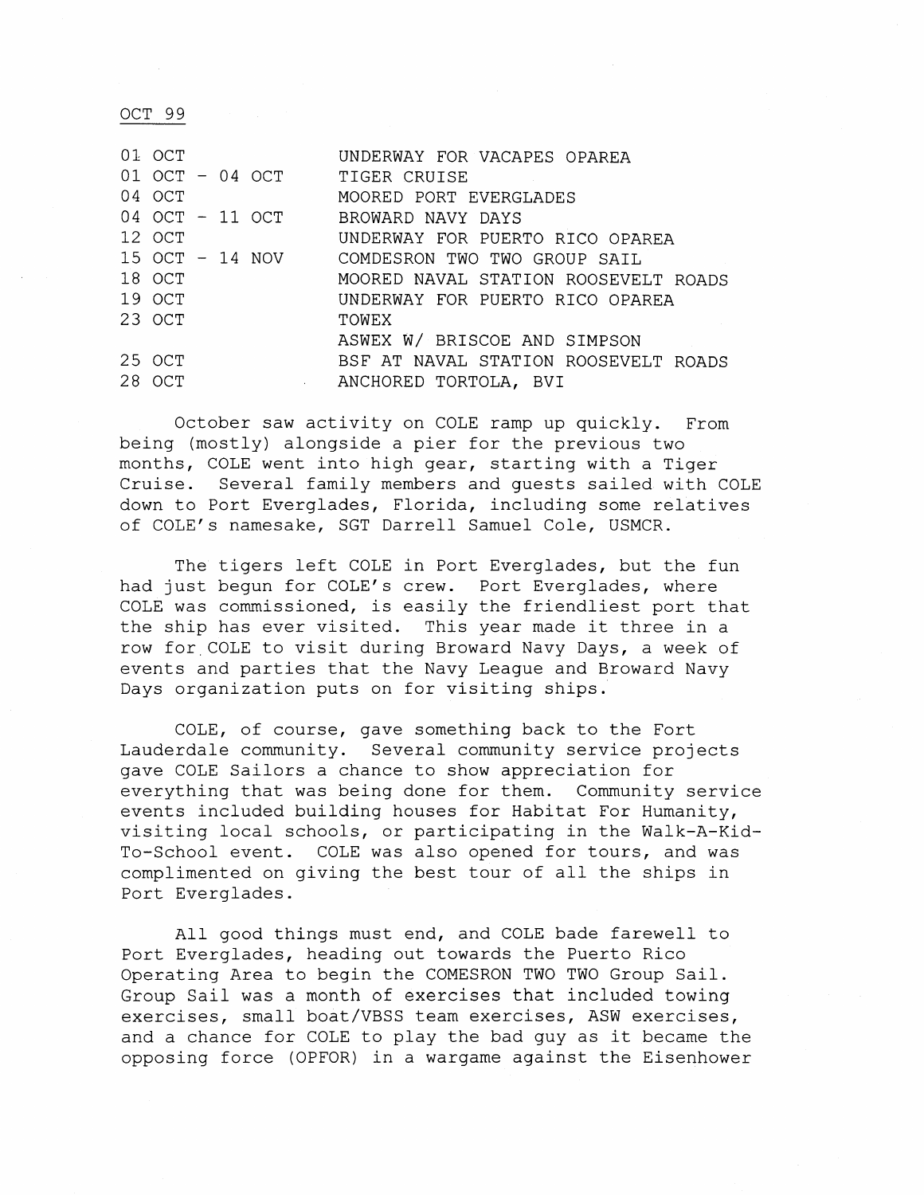OCT 99

| | |
|---|---|
| 01 OCT | UNDERWAY FOR VACAPES OPAREA |
| 01 OCT - 04 OCT | TIGER CRUISE |
| 04 OCT | MOORED PORT EVERGLADES |
| 04 OCT - 11 OCT | BROWARD NAVY DAYS |
| 12 OCT | UNDERWAY FOR PUERTO RICO OPAREA |
| 15 OCT - 14 NOV | COMDESRON TWO TWO GROUP SAIL |
| 18 OCT | MOORED NAVAL STATION ROOSEVELT ROADS |
| 19 OCT | UNDERWAY FOR PUERTO RICO OPAREA |
| 23 OCT | TOWEX |
| | ASWEX W/ BRISCOE AND SIMPSON |
| 25 OCT | BSF AT NAVAL STATION ROOSEVELT ROADS |
| 28 OCT | ANCHORED TORTOLA, BVI |

October saw activity on COLE ramp up quickly. From being (mostly) alongside a pier for the previous two months, COLE went into high gear, starting with a Tiger Cruise. Several family members and guests sailed with COLE down to Port Everglades, Florida, including some relatives of COLE's namesake, SGT Darrell Samuel Cole, USMCR.

The tigers left COLE in Port Everglades, but the fun had just begun for COLE's crew. Port Everglades, where COLE was commissioned, is easily the friendliest port that the ship has ever visited. This year made it three in a row for COLE to visit during Broward Navy Days, a week of events and parties that the Navy League and Broward Navy Days organization puts on for visiting ships.

COLE, of course, gave something back to the Fort Lauderdale community. Several community service projects gave COLE Sailors a chance to show appreciation for everything that was being done for them. Community service events included building houses for Habitat For Humanity, visiting local schools, or participating in the Walk-A-Kid-To-School event. COLE was also opened for tours, and was complimented on giving the best tour of all the ships in Port Everglades.

All good things must end, and COLE bade farewell to Port Everglades, heading out towards the Puerto Rico Operating Area to begin the COMESRON TWO TWO Group Sail. Group Sail was a month of exercises that included towing exercises, small boat/VBSS team exercises, ASW exercises, and a chance for COLE to play the bad guy as it became the opposing force (OPFOR) in a wargame against the Eisenhower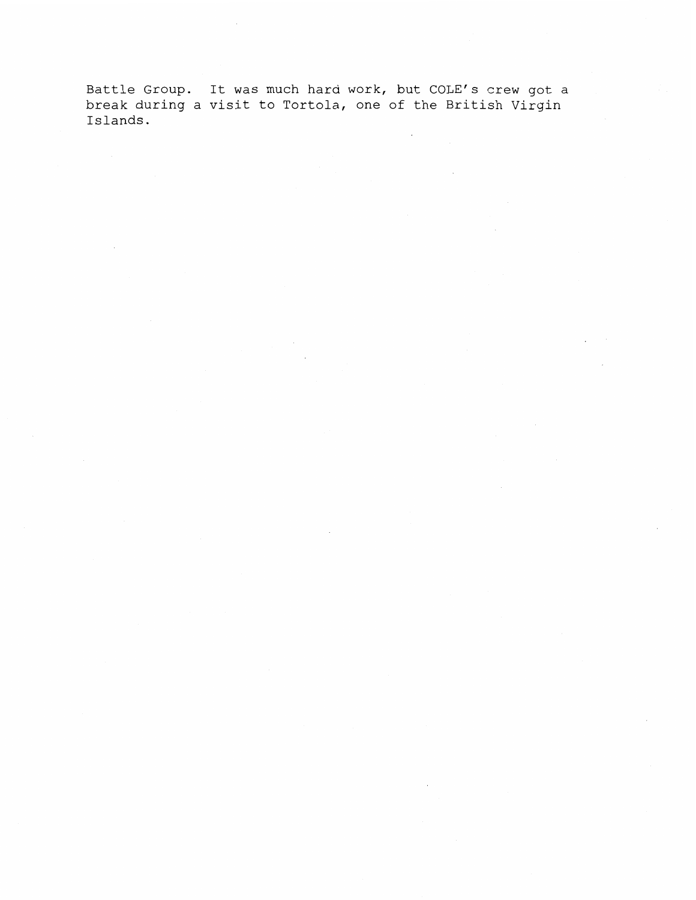Battle Group. It was much hard work, but COLE's crew got a break during a visit to Tortola, one of the British Virgin Islands.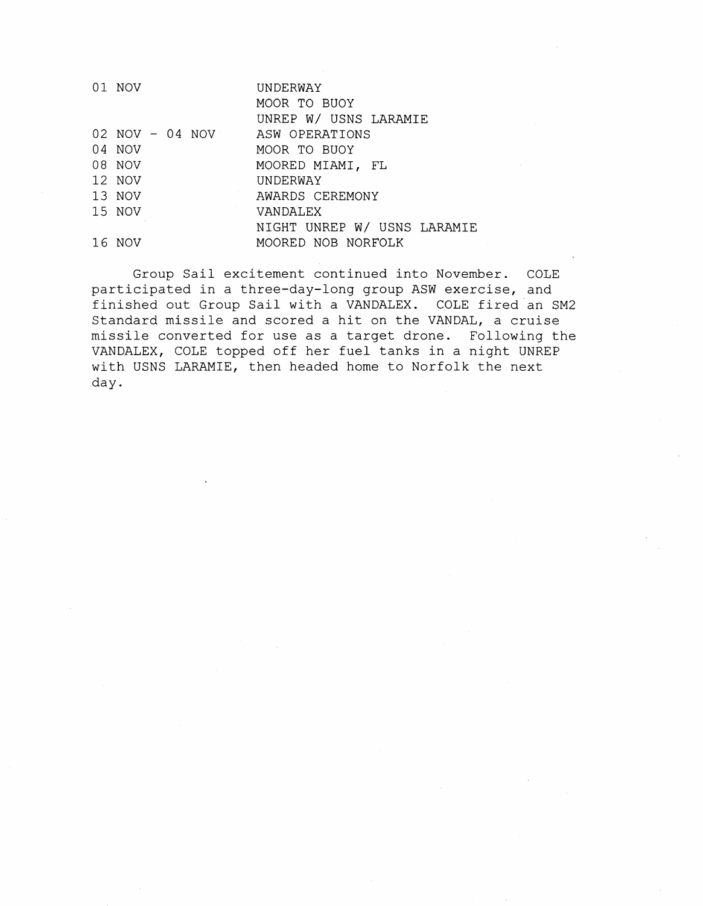| | |
|---|---|
| 01 NOV | UNDERWAY |
| | MOOR TO BUOY |
| | UNREP W/ USNS LARAMIE |
| 02 NOV - 04 NOV | ASW OPERATIONS |
| 04 NOV | MOOR TO BUOY |
| 08 NOV | MOORED MIAMI, FL |
| 12 NOV | UNDERWAY |
| 13 NOV | AWARDS CEREMONY |
| 15 NOV | VANDALEX |
| | NIGHT UNREP W/ USNS LARAMIE |
| 16 NOV | MOORED NOB NORFOLK |

Group Sail excitement continued into November. COLE participated in a three-day-long group ASW exercise, and finished out Group Sail with a VANDALEX. COLE fired an SM2 Standard missile and scored a hit on the VANDAL, a cruise missile converted for use as a target drone. Following the VANDALEX, COLE topped off her fuel tanks in a night UNREP with USNS LARAMIE, then headed home to Norfolk the next day.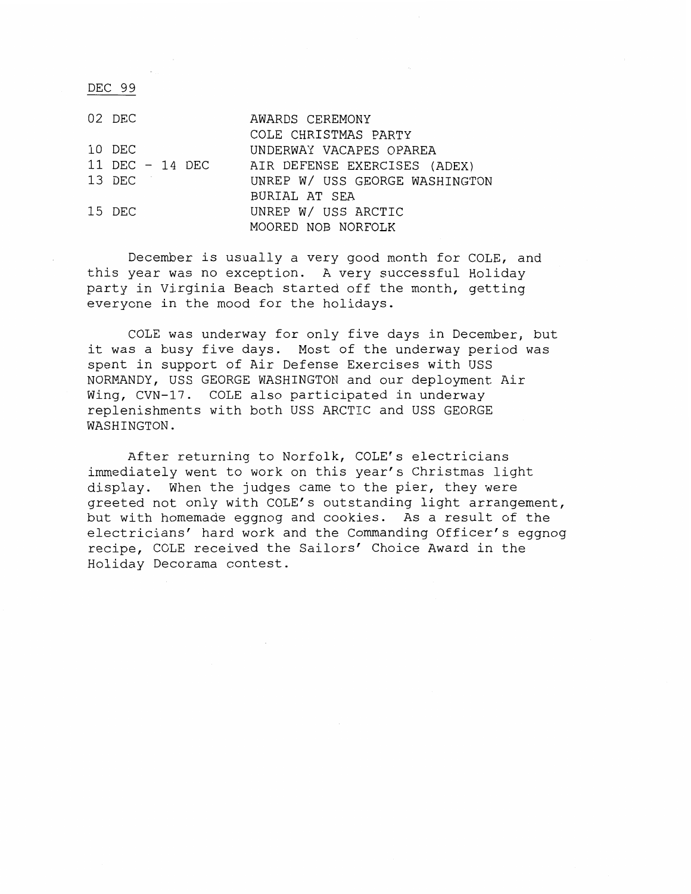DEC 99

| | |
|---|---|
| 02 DEC | AWARDS CEREMONY |
| | COLE CHRISTMAS PARTY |
| 10 DEC | UNDERWAY VACAPES OPAREA |
| 11 DEC - 14 DEC | AIR DEFENSE EXERCISES (ADEX) |
| 13 DEC | UNREP W/ USS GEORGE WASHINGTON |
| | BURIAL AT SEA |
| 15 DEC | UNREP W/ USS ARCTIC |
| | MOORED NOB NORFOLK |

December is usually a very good month for COLE, and this year was no exception. A very successful Holiday party in Virginia Beach started off the month, getting everyone in the mood for the holidays.

COLE was underway for only five days in December, but it was a busy five days. Most of the underway period was spent in support of Air Defense Exercises with USS NORMANDY, USS GEORGE WASHINGTON and our deployment Air Wing, CVN-17. COLE also participated in underway replenishments with both USS ARCTIC and USS GEORGE WASHINGTON.

After returning to Norfolk, COLE's electricians immediately went to work on this year's Christmas light display. When the judges came to the pier, they were greeted not only with COLE's outstanding light arrangement, but with homemade eggnog and cookies. As a result of the electricians' hard work and the Commanding Officer's eggnog recipe, COLE received the Sailors' Choice Award in the Holiday Decorama contest.